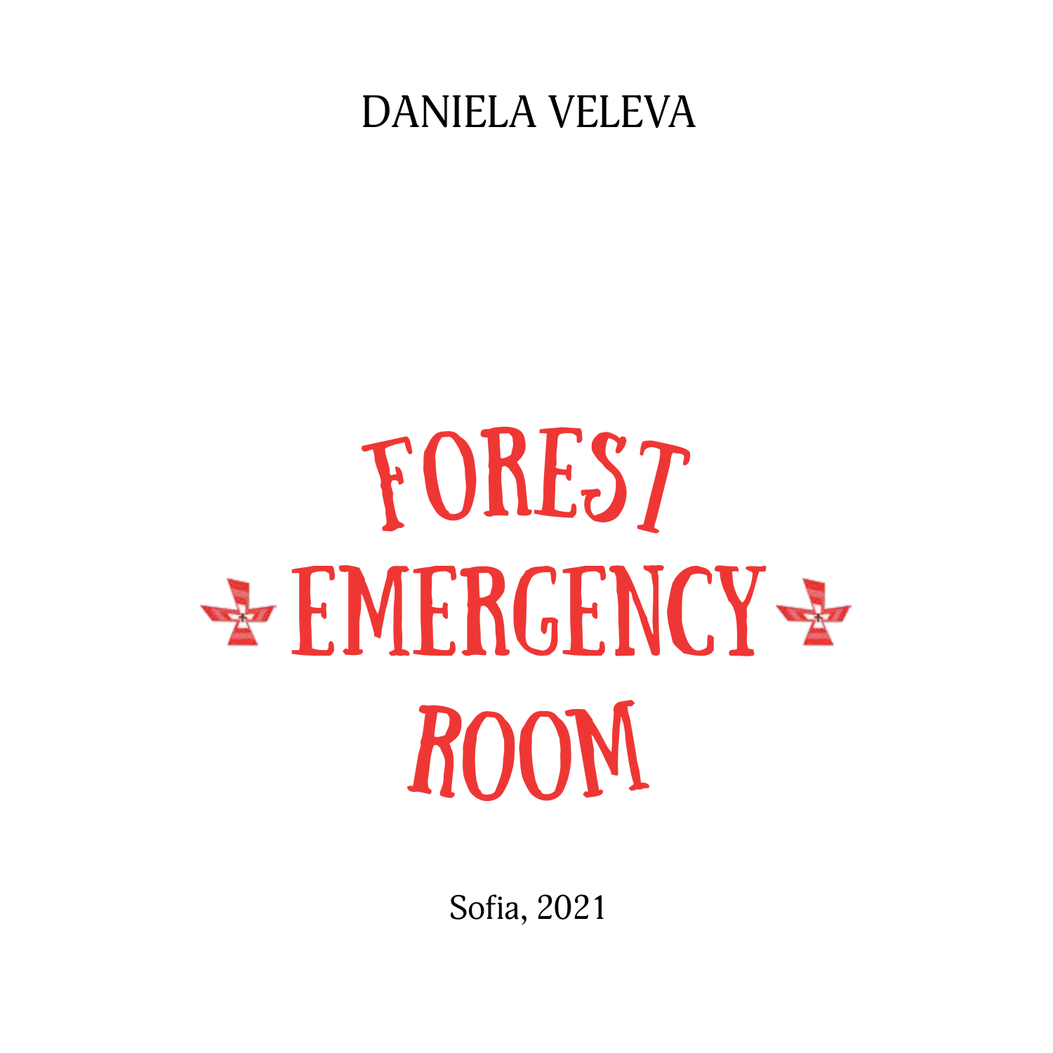DANIELA VELEVA

# FOREST EMERGENCY ROOM

Sofia, 2021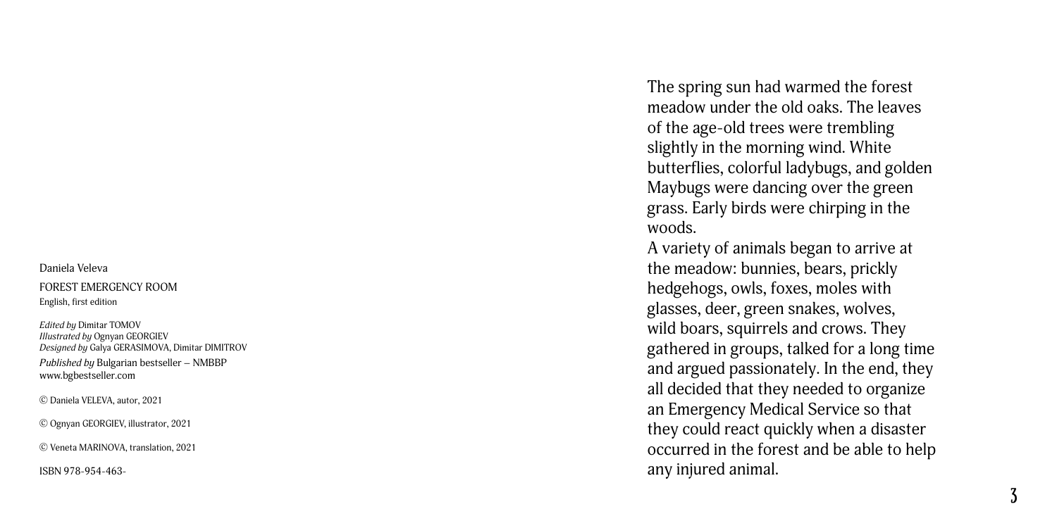Daniela Veleva

FOREST EMERGENCY ROOM

English, first edition

*Edited by* Dimitar TOMOV

*Illustrated by* Ognyan GEORGIEV

*Designed by* Galya GERASIMOVA, Dimitar DIMITROV

*Published by* Bulgarian bestseller – NMBBP

www.bgbestseller.com

© Daniela VELEVA, autor, 2021

© Ognyan GEORGIEV, illustrator, 2021

© Veneta MARINOVA, translation, 2021

ISBN 978-954-463-

The spring sun had warmed the forest meadow under the old oaks. The leaves of the age-old trees were trembling slightly in the morning wind. White butterflies, colorful ladybugs, and golden Maybugs were dancing over the green grass. Early birds were chirping in the woods.

A variety of animals began to arrive at the meadow: bunnies, bears, prickly hedgehogs, owls, foxes, moles with glasses, deer, green snakes, wolves, wild boars, squirrels and crows. They gathered in groups, talked for a long time and argued passionately. In the end, they all decided that they needed to organize an Emergency Medical Service so that they could react quickly when a disaster occurred in the forest and be able to help any injured animal.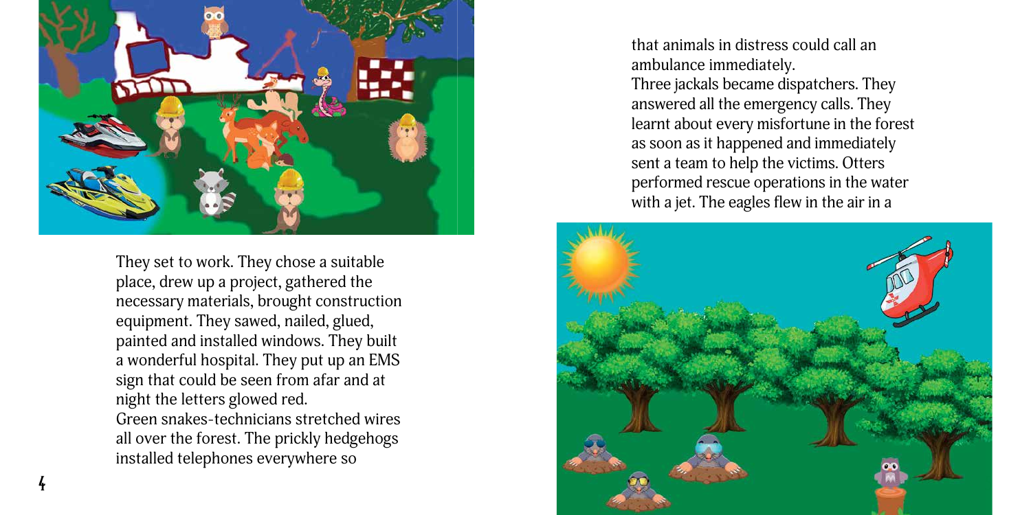They set to work. They chose a suitable place, drew up a project, gathered the necessary materials, brought construction equipment. They sawed, nailed, glued, painted and installed windows. They built a wonderful hospital. They put up an EMS sign that could be seen from afar and at night the letters glowed red.
Green snakes-technicians stretched wires all over the forest. The prickly hedgehogs installed telephones everywhere so that animals in distress could call an ambulance immediately.
Three jackals became dispatchers. They answered all the emergency calls. They learnt about every misfortune in the forest as soon as it happened and immediately sent a team to help the victims. Otters performed rescue operations in the water with a jet. The eagles flew in the air in a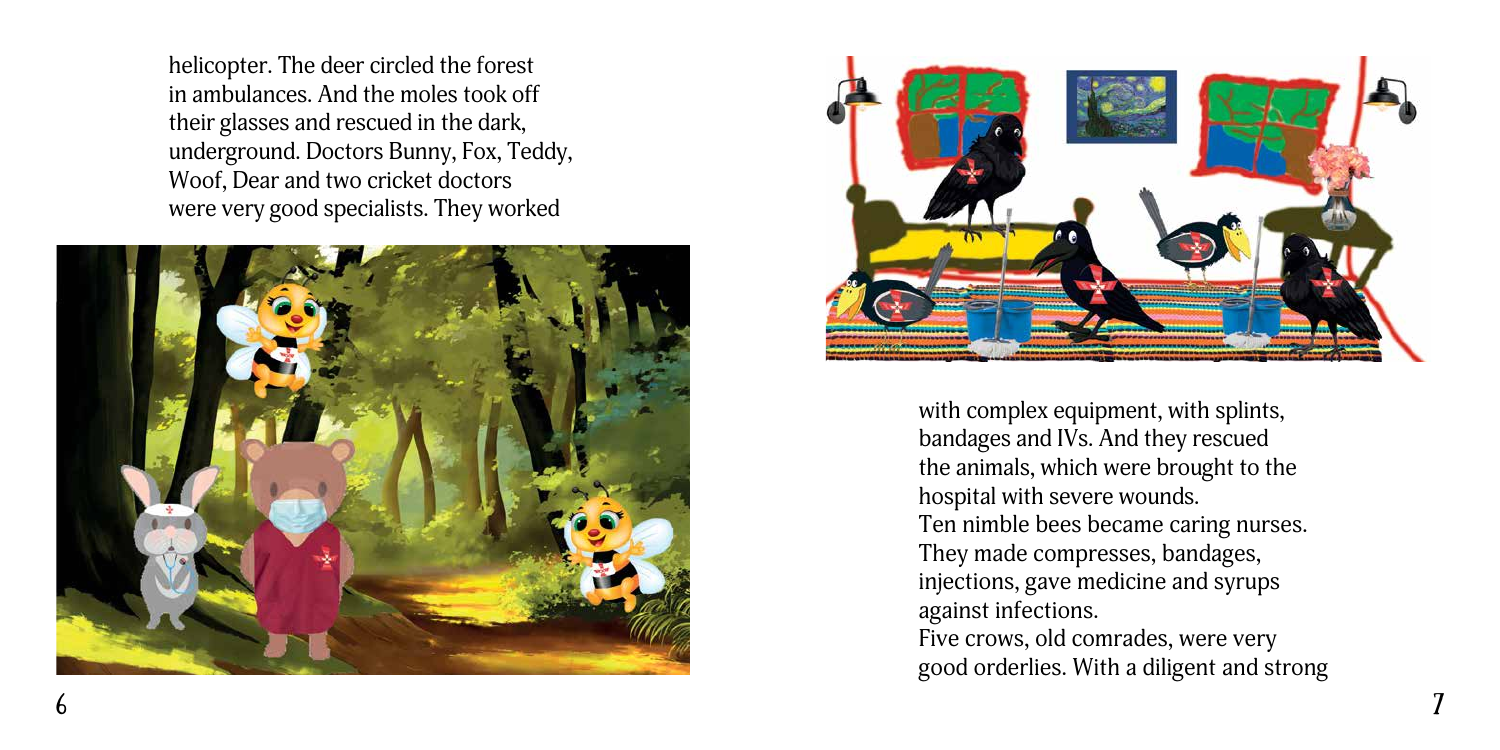helicopter. The deer circled the forest in ambulances. And the moles took off their glasses and rescued in the dark, underground. Doctors Bunny, Fox, Teddy, Woof, Dear and two cricket doctors were very good specialists. They worked with complex equipment, with splints, bandages and IVs. And they rescued the animals, which were brought to the hospital with severe wounds.

Ten nimble bees became caring nurses. They made compresses, bandages, injections, gave medicine and syrups against infections.

Five crows, old comrades, were very good orderlies. With a diligent and strong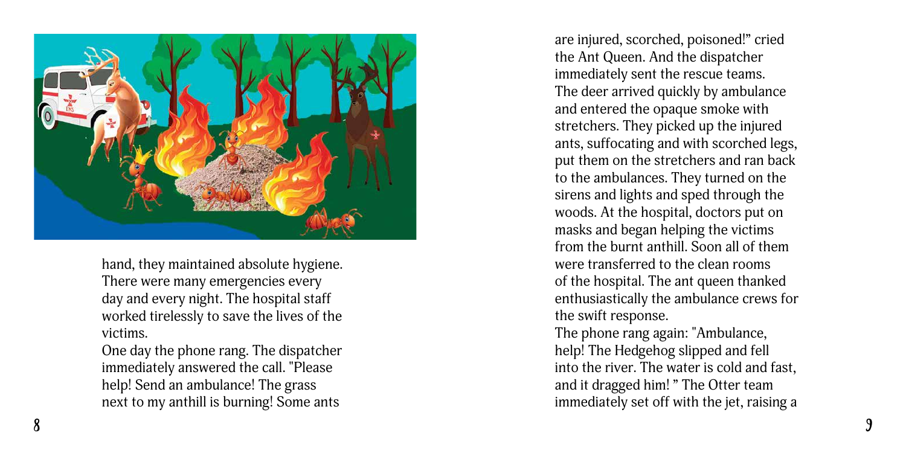hand, they maintained absolute hygiene. There were many emergencies every day and every night. The hospital staff worked tirelessly to save the lives of the victims.

One day the phone rang. The dispatcher immediately answered the call. "Please help! Send an ambulance! The grass next to my anthill is burning! Some ants are injured, scorched, poisoned!" cried the Ant Queen. And the dispatcher immediately sent the rescue teams. The deer arrived quickly by ambulance and entered the opaque smoke with stretchers. They picked up the injured ants, suffocating and with scorched legs, put them on the stretchers and ran back to the ambulances. They turned on the sirens and lights and sped through the woods. At the hospital, doctors put on masks and began helping the victims from the burnt anthill. Soon all of them were transferred to the clean rooms of the hospital. The ant queen thanked enthusiastically the ambulance crews for the swift response.

The phone rang again: "Ambulance, help! The Hedgehog slipped and fell into the river. The water is cold and fast, and it dragged him! " The Otter team immediately set off with the jet, raising a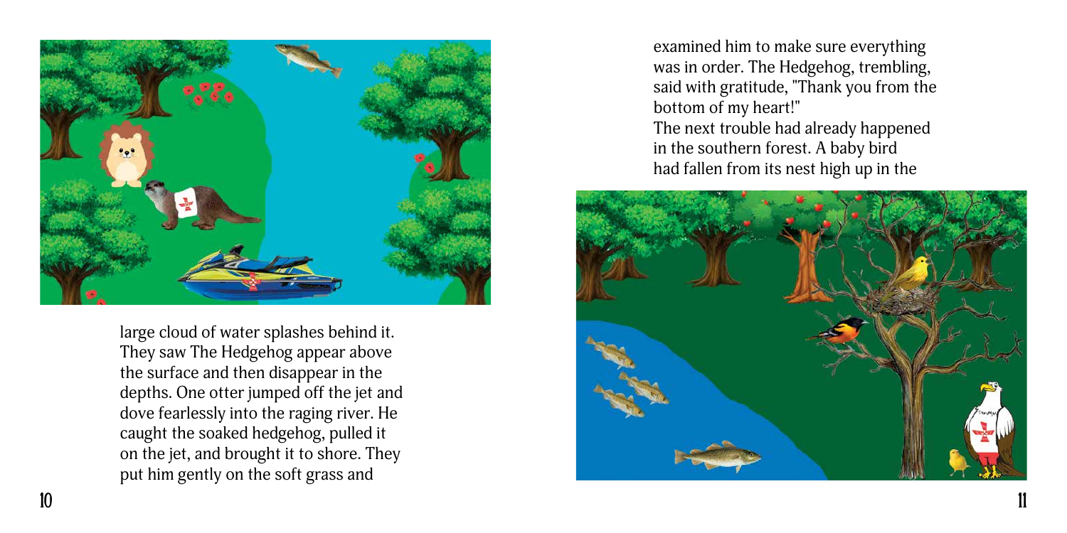large cloud of water splashes behind it. They saw The Hedgehog appear above the surface and then disappear in the depths. One otter jumped off the jet and dove fearlessly into the raging river. He caught the soaked hedgehog, pulled it on the jet, and brought it to shore. They put him gently on the soft grass and

examined him to make sure everything was in order. The Hedgehog, trembling, said with gratitude, "Thank you from the bottom of my heart!"
The next trouble had already happened in the southern forest. A baby bird had fallen from its nest high up in the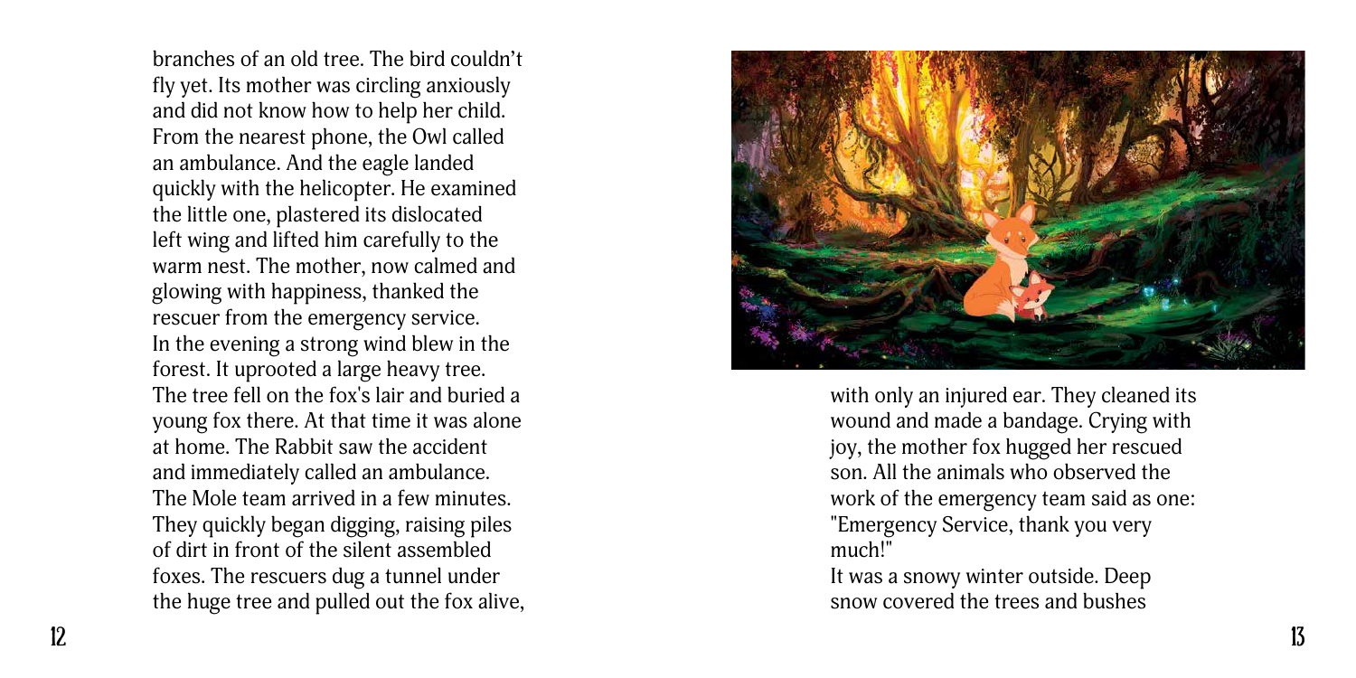branches of an old tree. The bird couldn't fly yet. Its mother was circling anxiously and did not know how to help her child. From the nearest phone, the Owl called an ambulance. And the eagle landed quickly with the helicopter. He examined the little one, plastered its dislocated left wing and lifted him carefully to the warm nest. The mother, now calmed and glowing with happiness, thanked the rescuer from the emergency service.

In the evening a strong wind blew in the forest. It uprooted a large heavy tree. The tree fell on the fox's lair and buried a young fox there. At that time it was alone at home. The Rabbit saw the accident and immediately called an ambulance. The Mole team arrived in a few minutes. They quickly began digging, raising piles of dirt in front of the silent assembled foxes. The rescuers dug a tunnel under the huge tree and pulled out the fox alive, with only an injured ear. They cleaned its wound and made a bandage. Crying with joy, the mother fox hugged her rescued son. All the animals who observed the work of the emergency team said as one: "Emergency Service, thank you very much!"

It was a snowy winter outside. Deep snow covered the trees and bushes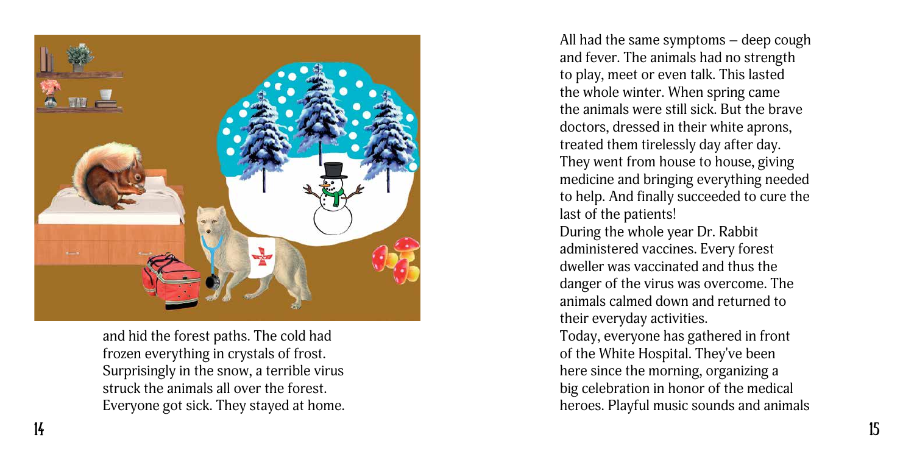and hid the forest paths. The cold had frozen everything in crystals of frost. Surprisingly in the snow, a terrible virus struck the animals all over the forest. Everyone got sick. They stayed at home.

All had the same symptoms – deep cough and fever. The animals had no strength to play, meet or even talk. This lasted the whole winter. When spring came the animals were still sick. But the brave doctors, dressed in their white aprons, treated them tirelessly day after day. They went from house to house, giving medicine and bringing everything needed to help. And finally succeeded to cure the last of the patients!

During the whole year Dr. Rabbit administered vaccines. Every forest dweller was vaccinated and thus the danger of the virus was overcome. The animals calmed down and returned to their everyday activities.

Today, everyone has gathered in front of the White Hospital. They've been here since the morning, organizing a big celebration in honor of the medical heroes. Playful music sounds and animals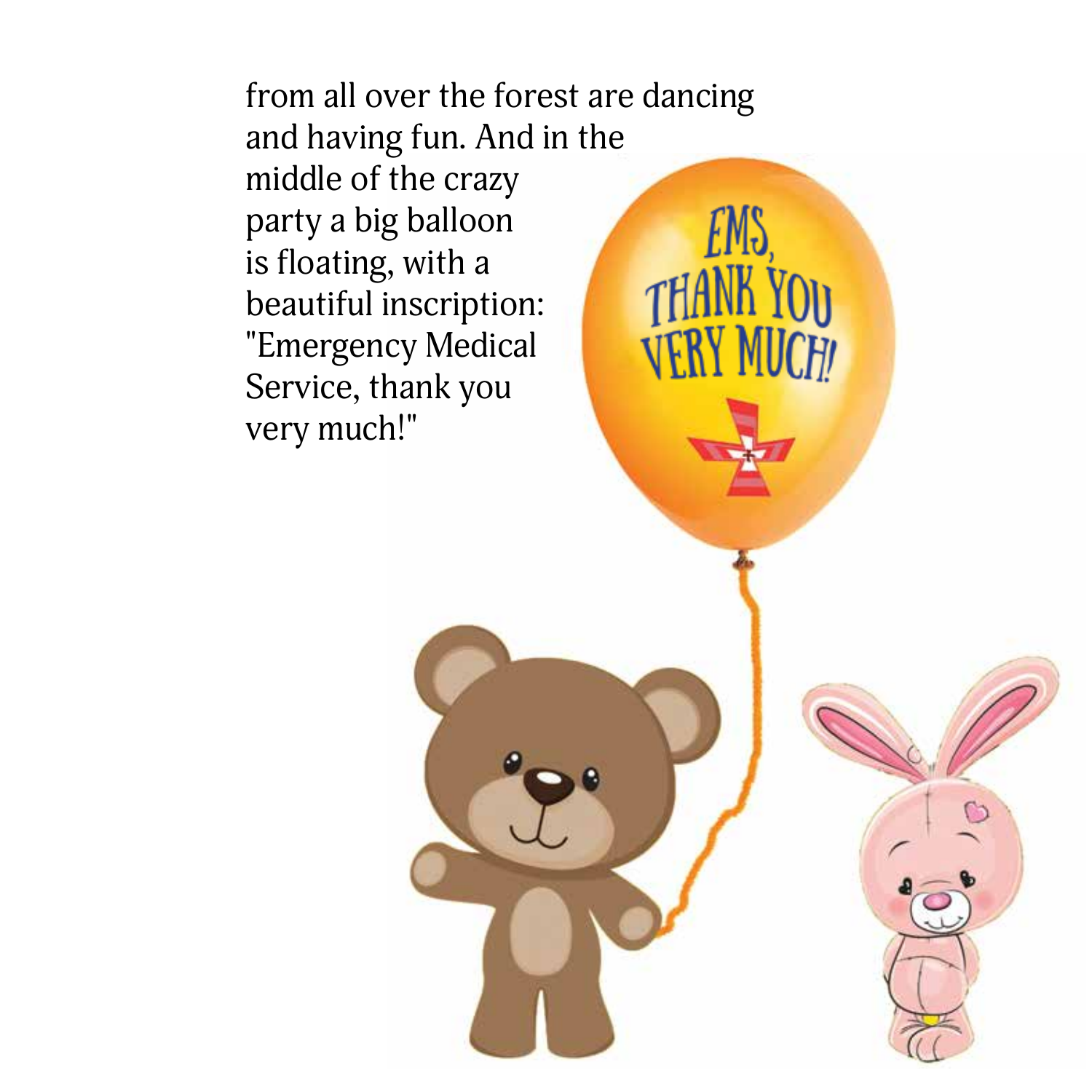from all over the forest are dancing and having fun. And in the middle of the crazy party a big balloon is floating, with a beautiful inscription: "Emergency Medical Service, thank you very much!"